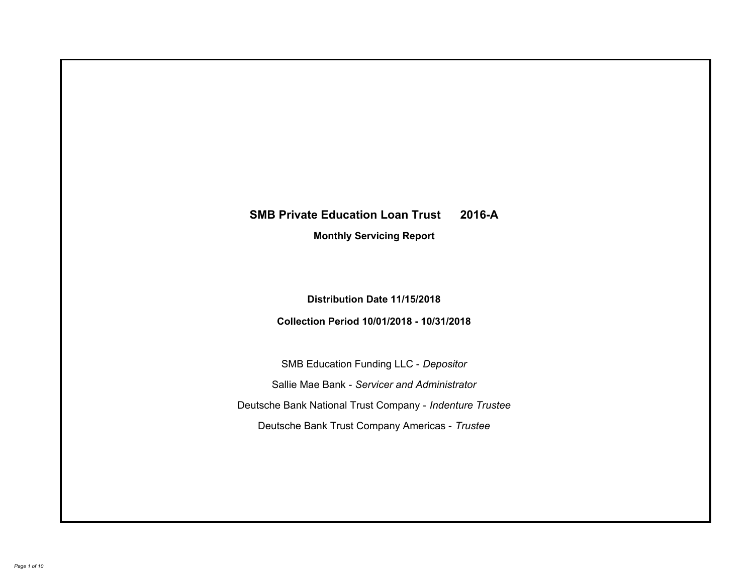# SMB Private Education Loan Trust 2016-A

## Monthly Servicing Report

**Distribution Date 11/15/2018**

**Collection Period 10/01/2018 - 10/31/2018**

SMB Education Funding LLC - *Depositor*

Sallie Mae Bank - *Servicer and Administrator*

Deutsche Bank National Trust Company - *Indenture Trustee*

Deutsche Bank Trust Company Americas - *Trustee*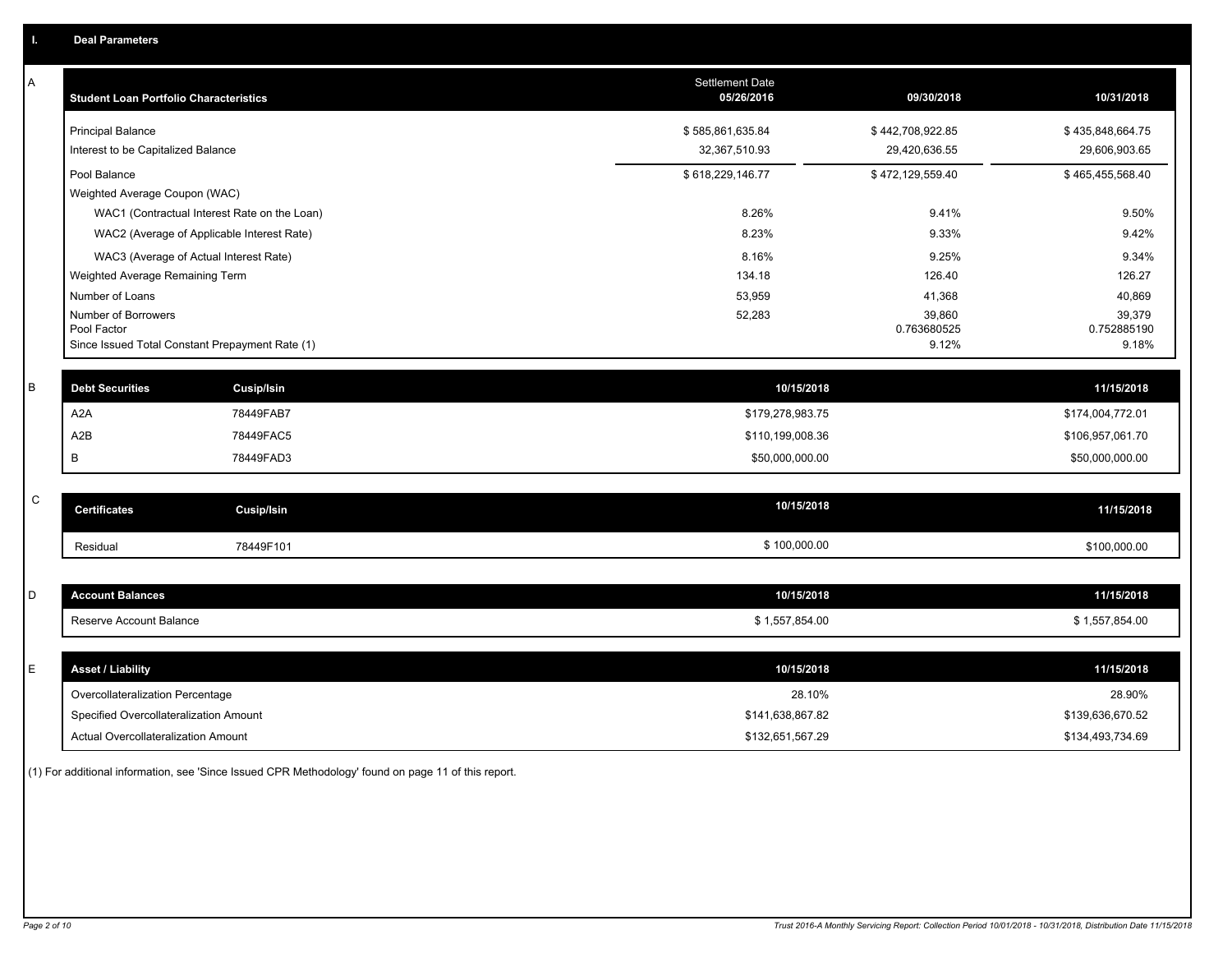## I. Deal Parameters

### A

| Student Loan Portfolio Characteristics | Settlement Date 05/26/2016 | 09/30/2018 | 10/31/2018 |
|---|---|---|---|
| Principal Balance | $ 585,861,635.84 | $ 442,708,922.85 | $ 435,848,664.75 |
| Interest to be Capitalized Balance | 32,367,510.93 | 29,420,636.55 | 29,606,903.65 |
| Pool Balance | $ 618,229,146.77 | $ 472,129,559.40 | $ 465,455,568.40 |
| Weighted Average Coupon (WAC) | | | |
| WAC1 (Contractual Interest Rate on the Loan) | 8.26% | 9.41% | 9.50% |
| WAC2 (Average of Applicable Interest Rate) | 8.23% | 9.33% | 9.42% |
| WAC3 (Average of Actual Interest Rate) | 8.16% | 9.25% | 9.34% |
| Weighted Average Remaining Term | 134.18 | 126.40 | 126.27 |
| Number of Loans | 53,959 | 41,368 | 40,869 |
| Number of Borrowers | 52,283 | 39,860 | 39,379 |
| Pool Factor | | 0.763680525 | 0.752885190 |
| Since Issued Total Constant Prepayment Rate (1) | | 9.12% | 9.18% |

### B

| Debt Securities | Cusip/Isin | 10/15/2018 | 11/15/2018 |
|---|---|---|---|
| A2A | 78449FAB7 | $179,278,983.75 | $174,004,772.01 |
| A2B | 78449FAC5 | $110,199,008.36 | $106,957,061.70 |
| B | 78449FAD3 | $50,000,000.00 | $50,000,000.00 |

### C

| Certificates | Cusip/Isin | 10/15/2018 | 11/15/2018 |
|---|---|---|---|
| Residual | 78449F101 | $ 100,000.00 | $100,000.00 |

### D

| Account Balances | 10/15/2018 | 11/15/2018 |
|---|---|---|
| Reserve Account Balance | $ 1,557,854.00 | $ 1,557,854.00 |

### E

| Asset / Liability | 10/15/2018 | 11/15/2018 |
|---|---|---|
| Overcollateralization Percentage | 28.10% | 28.90% |
| Specified Overcollateralization Amount | $141,638,867.82 | $139,636,670.52 |
| Actual Overcollateralization Amount | $132,651,567.29 | $134,493,734.69 |

(1) For additional information, see 'Since Issued CPR Methodology' found on page 11 of this report.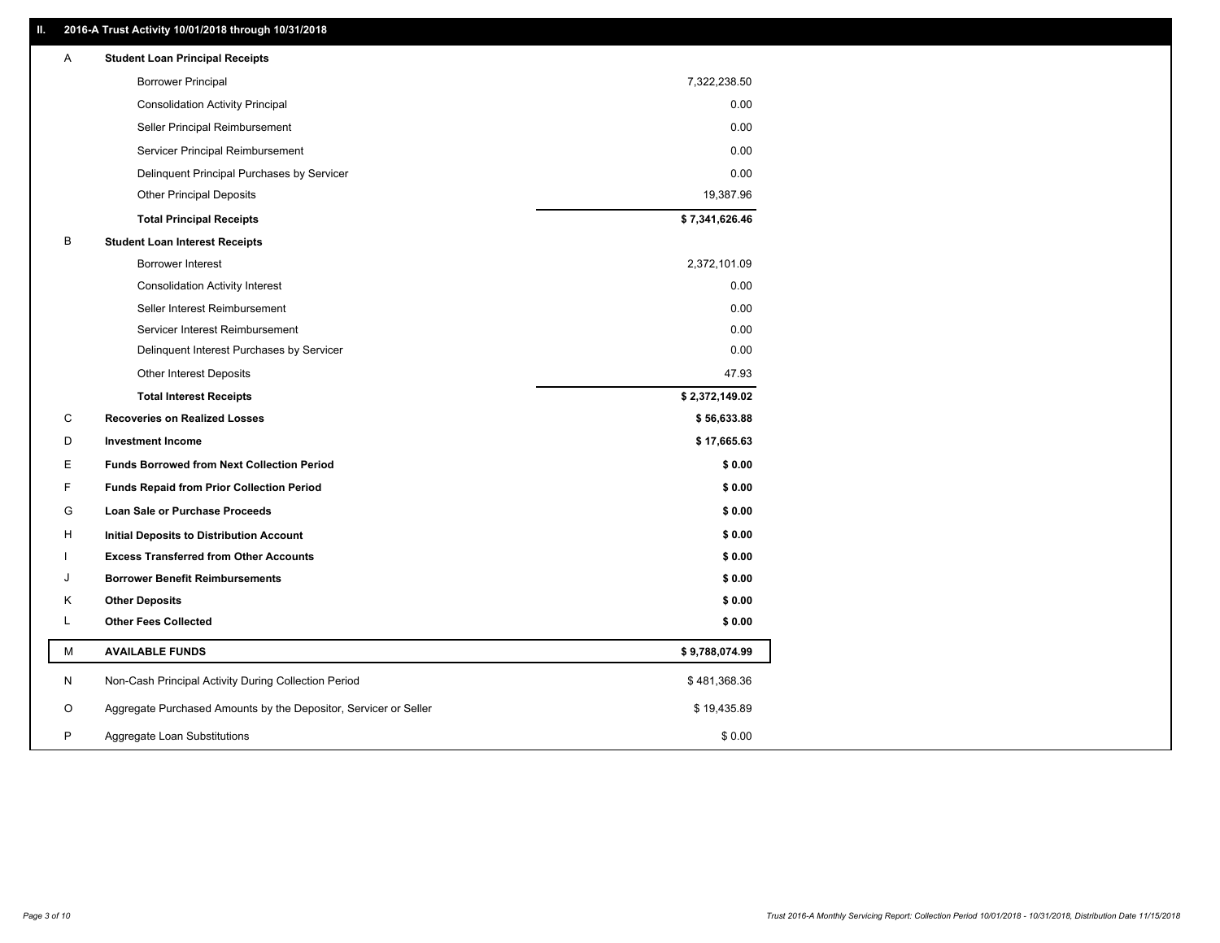## II. 2016-A Trust Activity 10/01/2018 through 10/31/2018

| | | |
|---|---|---|
| A | **Student Loan Principal Receipts** | |
| | Borrower Principal | 7,322,238.50 |
| | Consolidation Activity Principal | 0.00 |
| | Seller Principal Reimbursement | 0.00 |
| | Servicer Principal Reimbursement | 0.00 |
| | Delinquent Principal Purchases by Servicer | 0.00 |
| | Other Principal Deposits | 19,387.96 |
| | **Total Principal Receipts** | **$ 7,341,626.46** |
| B | **Student Loan Interest Receipts** | |
| | Borrower Interest | 2,372,101.09 |
| | Consolidation Activity Interest | 0.00 |
| | Seller Interest Reimbursement | 0.00 |
| | Servicer Interest Reimbursement | 0.00 |
| | Delinquent Interest Purchases by Servicer | 0.00 |
| | Other Interest Deposits | 47.93 |
| | **Total Interest Receipts** | **$ 2,372,149.02** |
| C | **Recoveries on Realized Losses** | **$ 56,633.88** |
| D | **Investment Income** | **$ 17,665.63** |
| E | **Funds Borrowed from Next Collection Period** | **$ 0.00** |
| F | **Funds Repaid from Prior Collection Period** | **$ 0.00** |
| G | **Loan Sale or Purchase Proceeds** | **$ 0.00** |
| H | **Initial Deposits to Distribution Account** | **$ 0.00** |
| I | **Excess Transferred from Other Accounts** | **$ 0.00** |
| J | **Borrower Benefit Reimbursements** | **$ 0.00** |
| K | **Other Deposits** | **$ 0.00** |
| L | **Other Fees Collected** | **$ 0.00** |
| M | **AVAILABLE FUNDS** | **$ 9,788,074.99** |
| N | Non-Cash Principal Activity During Collection Period | $ 481,368.36 |
| O | Aggregate Purchased Amounts by the Depositor, Servicer or Seller | $ 19,435.89 |
| P | Aggregate Loan Substitutions | $ 0.00 |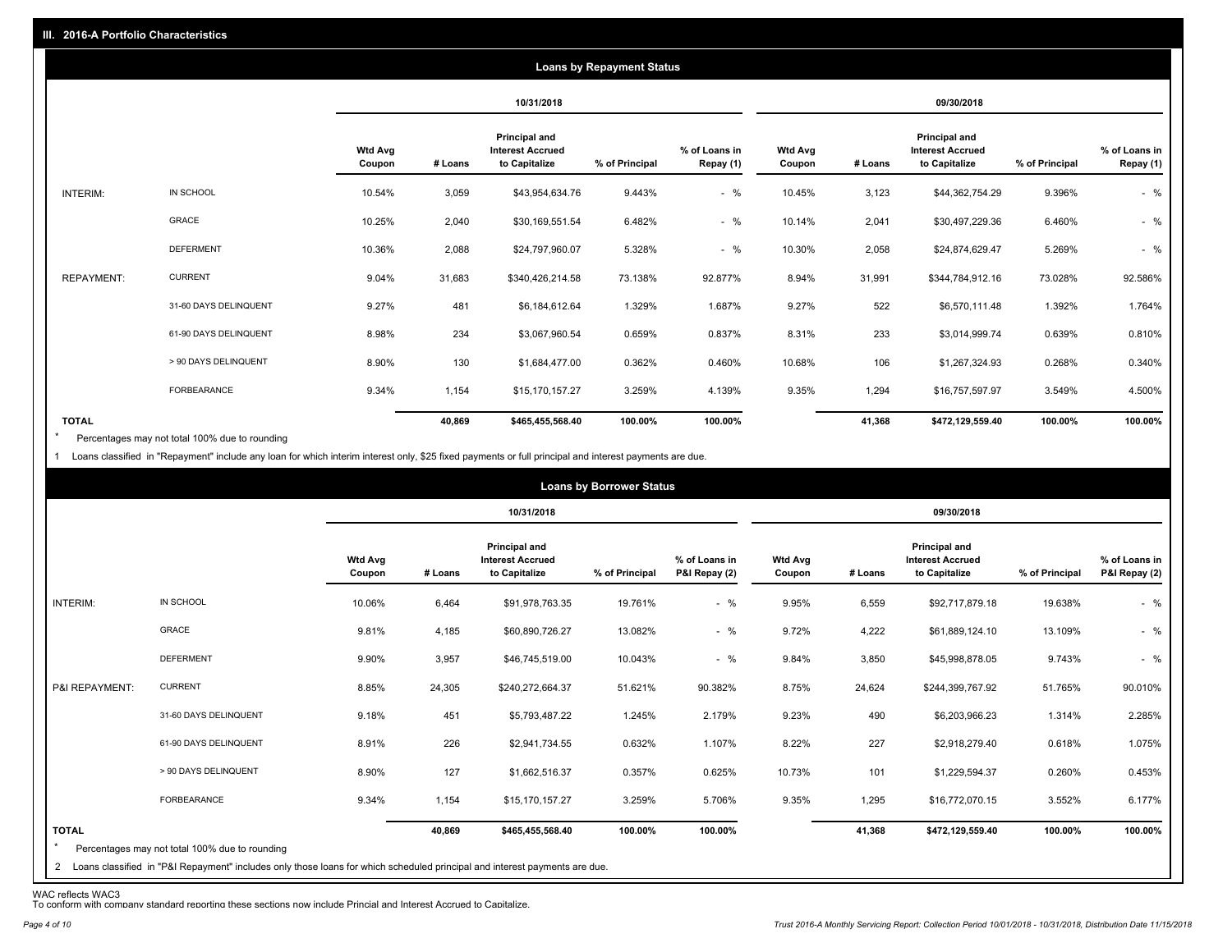## III. 2016-A Portfolio Characteristics

### Loans by Repayment Status

| | | 10/31/2018 | | | | | 09/30/2018 | | | | |
|---|---|---|---|---|---|---|---|---|---|---|---|
| | | Wtd Avg Coupon | # Loans | Principal and Interest Accrued to Capitalize | % of Principal | % of Loans in Repay (1) | Wtd Avg Coupon | # Loans | Principal and Interest Accrued to Capitalize | % of Principal | % of Loans in Repay (1) |
| INTERIM: | IN SCHOOL | 10.54% | 3,059 | $43,954,634.76 | 9.443% | - % | 10.45% | 3,123 | $44,362,754.29 | 9.396% | - % |
| | GRACE | 10.25% | 2,040 | $30,169,551.54 | 6.482% | - % | 10.14% | 2,041 | $30,497,229.36 | 6.460% | - % |
| | DEFERMENT | 10.36% | 2,088 | $24,797,960.07 | 5.328% | - % | 10.30% | 2,058 | $24,874,629.47 | 5.269% | - % |
| REPAYMENT: | CURRENT | 9.04% | 31,683 | $340,426,214.58 | 73.138% | 92.877% | 8.94% | 31,991 | $344,784,912.16 | 73.028% | 92.586% |
| | 31-60 DAYS DELINQUENT | 9.27% | 481 | $6,184,612.64 | 1.329% | 1.687% | 9.27% | 522 | $6,570,111.48 | 1.392% | 1.764% |
| | 61-90 DAYS DELINQUENT | 8.98% | 234 | $3,067,960.54 | 0.659% | 0.837% | 8.31% | 233 | $3,014,999.74 | 0.639% | 0.810% |
| | > 90 DAYS DELINQUENT | 8.90% | 130 | $1,684,477.00 | 0.362% | 0.460% | 10.68% | 106 | $1,267,324.93 | 0.268% | 0.340% |
| | FORBEARANCE | 9.34% | 1,154 | $15,170,157.27 | 3.259% | 4.139% | 9.35% | 1,294 | $16,757,597.97 | 3.549% | 4.500% |
| **TOTAL** | | | **40,869** | **$465,455,568.40** | **100.00%** | **100.00%** | | **41,368** | **$472,129,559.40** | **100.00%** | **100.00%** |

* Percentages may not total 100% due to rounding

1 Loans classified in "Repayment" include any loan for which interim interest only, $25 fixed payments or full principal and interest payments are due.

### Loans by Borrower Status

| | | 10/31/2018 | | | | | 09/30/2018 | | | | |
|---|---|---|---|---|---|---|---|---|---|---|---|
| | | Wtd Avg Coupon | # Loans | Principal and Interest Accrued to Capitalize | % of Principal | % of Loans in P&I Repay (2) | Wtd Avg Coupon | # Loans | Principal and Interest Accrued to Capitalize | % of Principal | % of Loans in P&I Repay (2) |
| INTERIM: | IN SCHOOL | 10.06% | 6,464 | $91,978,763.35 | 19.761% | - % | 9.95% | 6,559 | $92,717,879.18 | 19.638% | - % |
| | GRACE | 9.81% | 4,185 | $60,890,726.27 | 13.082% | - % | 9.72% | 4,222 | $61,889,124.10 | 13.109% | - % |
| | DEFERMENT | 9.90% | 3,957 | $46,745,519.00 | 10.043% | - % | 9.84% | 3,850 | $45,998,878.05 | 9.743% | - % |
| P&I REPAYMENT: | CURRENT | 8.85% | 24,305 | $240,272,664.37 | 51.621% | 90.382% | 8.75% | 24,624 | $244,399,767.92 | 51.765% | 90.010% |
| | 31-60 DAYS DELINQUENT | 9.18% | 451 | $5,793,487.22 | 1.245% | 2.179% | 9.23% | 490 | $6,203,966.23 | 1.314% | 2.285% |
| | 61-90 DAYS DELINQUENT | 8.91% | 226 | $2,941,734.55 | 0.632% | 1.107% | 8.22% | 227 | $2,918,279.40 | 0.618% | 1.075% |
| | > 90 DAYS DELINQUENT | 8.90% | 127 | $1,662,516.37 | 0.357% | 0.625% | 10.73% | 101 | $1,229,594.37 | 0.260% | 0.453% |
| | FORBEARANCE | 9.34% | 1,154 | $15,170,157.27 | 3.259% | 5.706% | 9.35% | 1,295 | $16,772,070.15 | 3.552% | 6.177% |
| **TOTAL** | | | **40,869** | **$465,455,568.40** | **100.00%** | **100.00%** | | **41,368** | **$472,129,559.40** | **100.00%** | **100.00%** |

* Percentages may not total 100% due to rounding

2 Loans classified in "P&I Repayment" includes only those loans for which scheduled principal and interest payments are due.

WAC reflects WAC3

To conform with company standard reporting these sections now include Princial and Interest Accrued to Capitalize.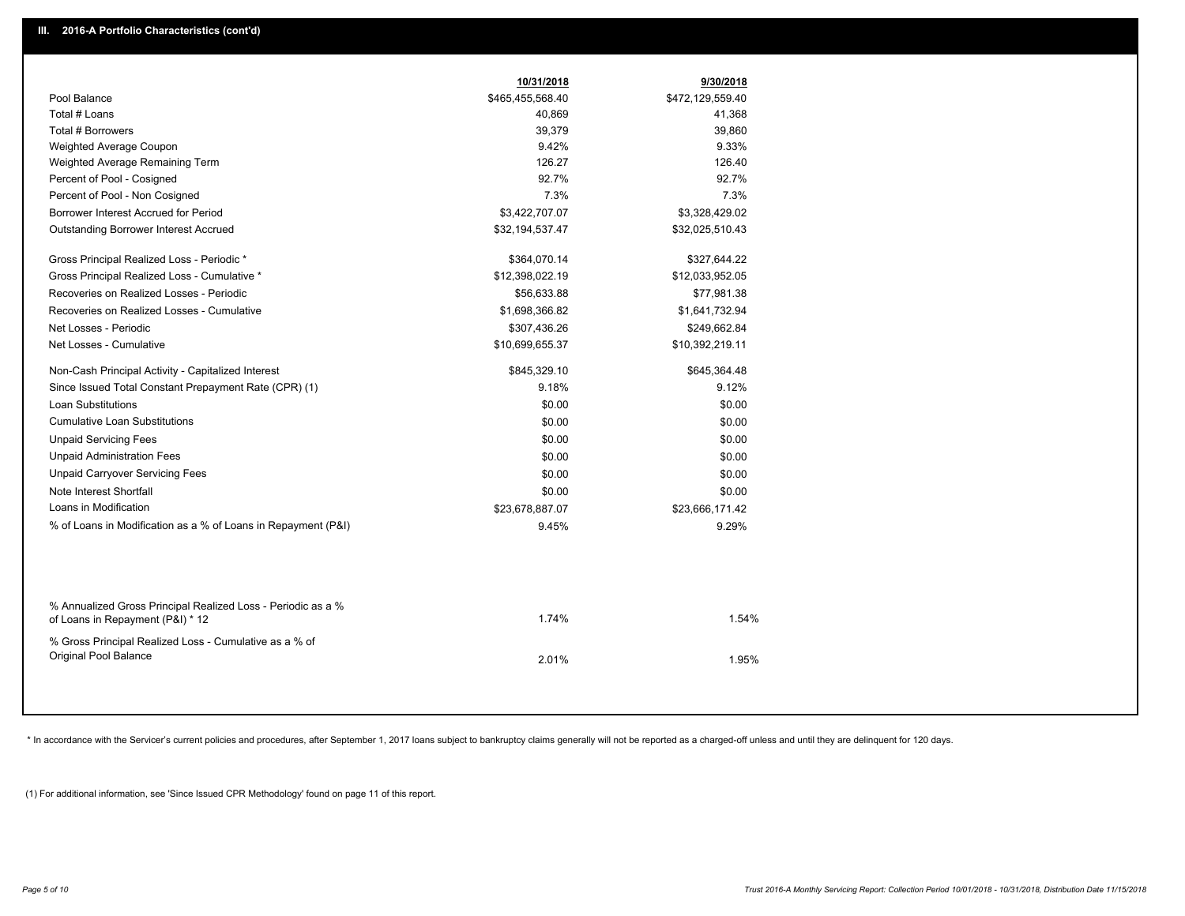## III. 2016-A Portfolio Characteristics (cont'd)

| | 10/31/2018 | 9/30/2018 |
|---|---|---|
| Pool Balance | $465,455,568.40 | $472,129,559.40 |
| Total # Loans | 40,869 | 41,368 |
| Total # Borrowers | 39,379 | 39,860 |
| Weighted Average Coupon | 9.42% | 9.33% |
| Weighted Average Remaining Term | 126.27 | 126.40 |
| Percent of Pool - Cosigned | 92.7% | 92.7% |
| Percent of Pool - Non Cosigned | 7.3% | 7.3% |
| Borrower Interest Accrued for Period | $3,422,707.07 | $3,328,429.02 |
| Outstanding Borrower Interest Accrued | $32,194,537.47 | $32,025,510.43 |
| Gross Principal Realized Loss - Periodic * | $364,070.14 | $327,644.22 |
| Gross Principal Realized Loss - Cumulative * | $12,398,022.19 | $12,033,952.05 |
| Recoveries on Realized Losses - Periodic | $56,633.88 | $77,981.38 |
| Recoveries on Realized Losses - Cumulative | $1,698,366.82 | $1,641,732.94 |
| Net Losses - Periodic | $307,436.26 | $249,662.84 |
| Net Losses - Cumulative | $10,699,655.37 | $10,392,219.11 |
| Non-Cash Principal Activity - Capitalized Interest | $845,329.10 | $645,364.48 |
| Since Issued Total Constant Prepayment Rate (CPR) (1) | 9.18% | 9.12% |
| Loan Substitutions | $0.00 | $0.00 |
| Cumulative Loan Substitutions | $0.00 | $0.00 |
| Unpaid Servicing Fees | $0.00 | $0.00 |
| Unpaid Administration Fees | $0.00 | $0.00 |
| Unpaid Carryover Servicing Fees | $0.00 | $0.00 |
| Note Interest Shortfall | $0.00 | $0.00 |
| Loans in Modification | $23,678,887.07 | $23,666,171.42 |
| % of Loans in Modification as a % of Loans in Repayment (P&I) | 9.45% | 9.29% |
| % Annualized Gross Principal Realized Loss - Periodic as a % of Loans in Repayment (P&I) * 12 | 1.74% | 1.54% |
| % Gross Principal Realized Loss - Cumulative as a % of Original Pool Balance | 2.01% | 1.95% |

* In accordance with the Servicer's current policies and procedures, after September 1, 2017 loans subject to bankruptcy claims generally will not be reported as a charged-off unless and until they are delinquent for 120 days.

(1) For additional information, see 'Since Issued CPR Methodology' found on page 11 of this report.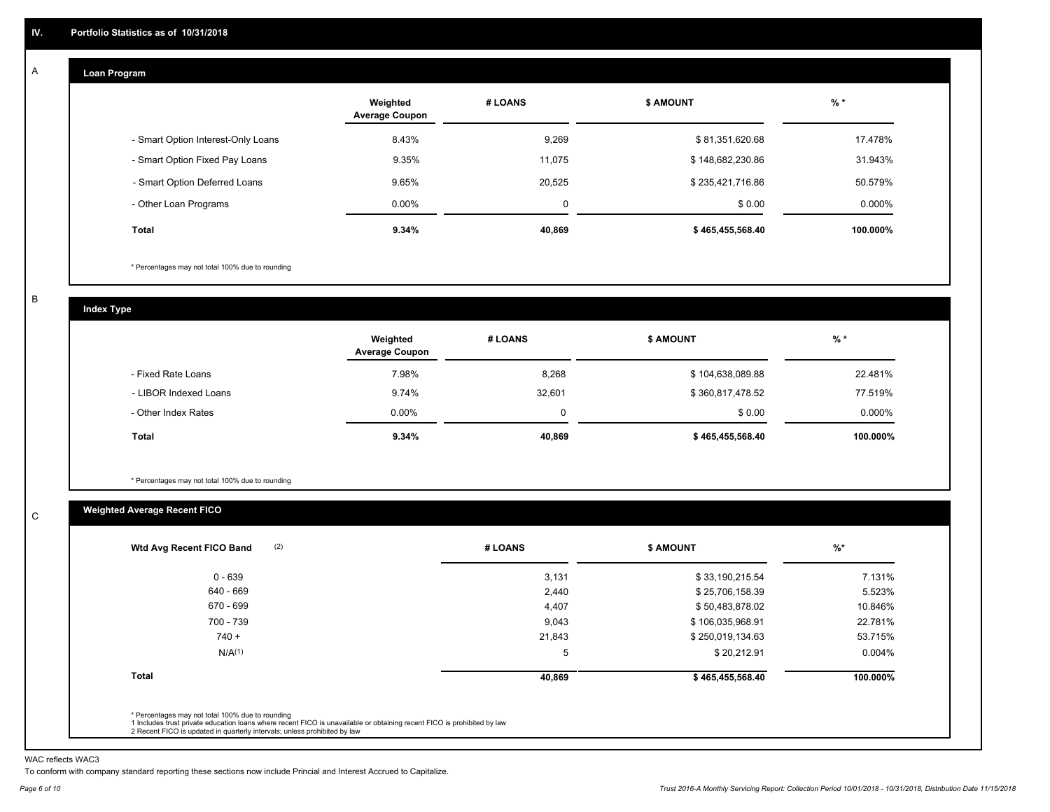## IV. Portfolio Statistics as of 10/31/2018

### A Loan Program

| | Weighted Average Coupon | # LOANS | $ AMOUNT | % * |
|---|---|---|---|---|
| - Smart Option Interest-Only Loans | 8.43% | 9,269 | $ 81,351,620.68 | 17.478% |
| - Smart Option Fixed Pay Loans | 9.35% | 11,075 | $ 148,682,230.86 | 31.943% |
| - Smart Option Deferred Loans | 9.65% | 20,525 | $ 235,421,716.86 | 50.579% |
| - Other Loan Programs | 0.00% | 0 | $ 0.00 | 0.000% |
| **Total** | **9.34%** | **40,869** | **$ 465,455,568.40** | **100.000%** |

* Percentages may not total 100% due to rounding

### B Index Type

| | Weighted Average Coupon | # LOANS | $ AMOUNT | % * |
|---|---|---|---|---|
| - Fixed Rate Loans | 7.98% | 8,268 | $ 104,638,089.88 | 22.481% |
| - LIBOR Indexed Loans | 9.74% | 32,601 | $ 360,817,478.52 | 77.519% |
| - Other Index Rates | 0.00% | 0 | $ 0.00 | 0.000% |
| **Total** | **9.34%** | **40,869** | **$ 465,455,568.40** | **100.000%** |

* Percentages may not total 100% due to rounding

### C Weighted Average Recent FICO

| Wtd Avg Recent FICO Band (2) | # LOANS | $ AMOUNT | %* |
|---|---|---|---|
| 0 - 639 | 3,131 | $ 33,190,215.54 | 7.131% |
| 640 - 669 | 2,440 | $ 25,706,158.39 | 5.523% |
| 670 - 699 | 4,407 | $ 50,483,878.02 | 10.846% |
| 700 - 739 | 9,043 | $ 106,035,968.91 | 22.781% |
| 740 + | 21,843 | $ 250,019,134.63 | 53.715% |
| N/A(1) | 5 | $ 20,212.91 | 0.004% |
| **Total** | **40,869** | **$ 465,455,568.40** | **100.000%** |

* Percentages may not total 100% due to rounding
1 Includes trust private education loans where recent FICO is unavailable or obtaining recent FICO is prohibited by law
2 Recent FICO is updated in quarterly intervals; unless prohibited by law

WAC reflects WAC3
To conform with company standard reporting these sections now include Princial and Interest Accrued to Capitalize.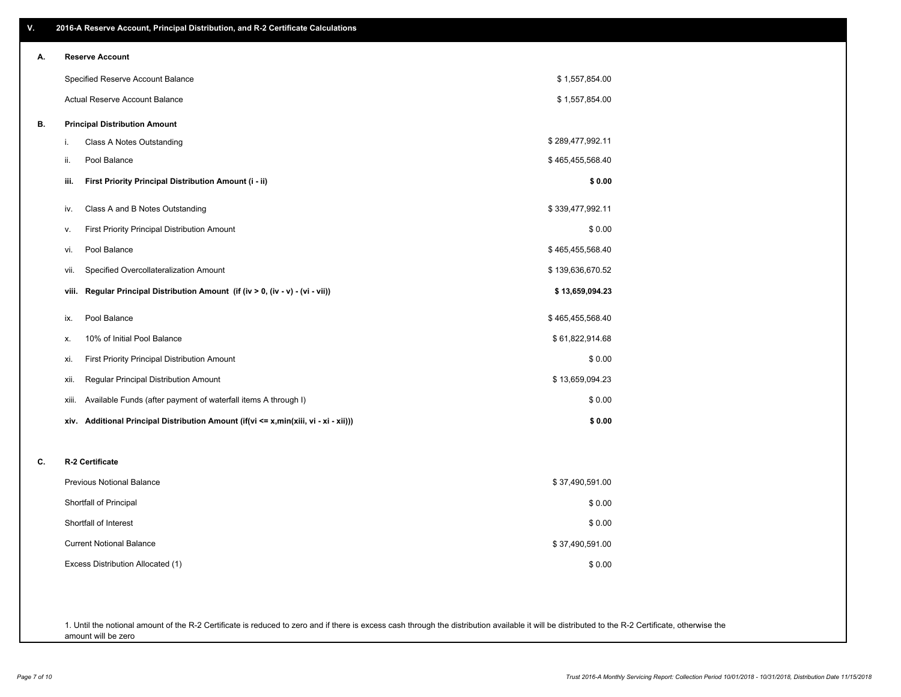## V. 2016-A Reserve Account, Principal Distribution, and R-2 Certificate Calculations

### A. Reserve Account

| | |
|---|---|
| Specified Reserve Account Balance | $ 1,557,854.00 |
| Actual Reserve Account Balance | $ 1,557,854.00 |

### B. Principal Distribution Amount

| | | |
|---|---|---|
| i. | Class A Notes Outstanding | $ 289,477,992.11 |
| ii. | Pool Balance | $ 465,455,568.40 |
| **iii.** | **First Priority Principal Distribution Amount (i - ii)** | **$ 0.00** |
| iv. | Class A and B Notes Outstanding | $ 339,477,992.11 |
| v. | First Priority Principal Distribution Amount | $ 0.00 |
| vi. | Pool Balance | $ 465,455,568.40 |
| vii. | Specified Overcollateralization Amount | $ 139,636,670.52 |
| **viii.** | **Regular Principal Distribution Amount (if (iv > 0, (iv - v) - (vi - vii))** | **$ 13,659,094.23** |
| ix. | Pool Balance | $ 465,455,568.40 |
| x. | 10% of Initial Pool Balance | $ 61,822,914.68 |
| xi. | First Priority Principal Distribution Amount | $ 0.00 |
| xii. | Regular Principal Distribution Amount | $ 13,659,094.23 |
| xiii. | Available Funds (after payment of waterfall items A through I) | $ 0.00 |
| **xiv.** | **Additional Principal Distribution Amount (if(vi <= x,min(xiii, vi - xi - xii)))** | **$ 0.00** |

### C. R-2 Certificate

| | |
|---|---|
| Previous Notional Balance | $ 37,490,591.00 |
| Shortfall of Principal | $ 0.00 |
| Shortfall of Interest | $ 0.00 |
| Current Notional Balance | $ 37,490,591.00 |
| Excess Distribution Allocated (1) | $ 0.00 |

1. Until the notional amount of the R-2 Certificate is reduced to zero and if there is excess cash through the distribution available it will be distributed to the R-2 Certificate, otherwise the amount will be zero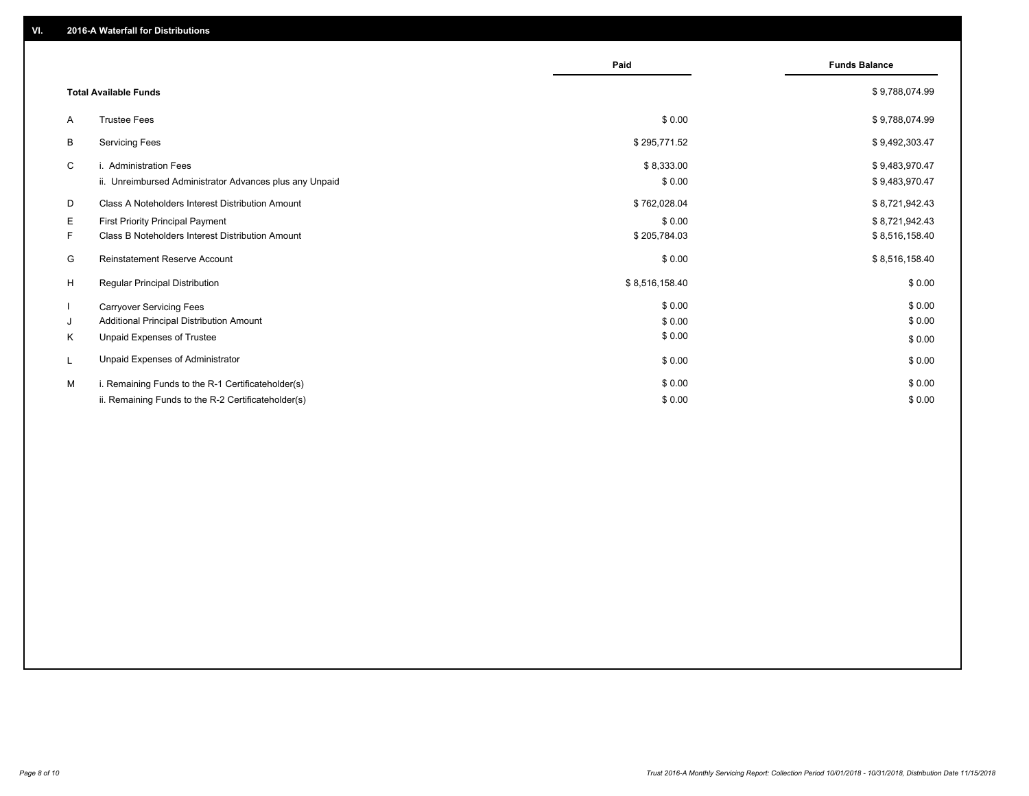## VI. 2016-A Waterfall for Distributions

| | | Paid | Funds Balance |
|---|---|---|---|
| | **Total Available Funds** | | $ 9,788,074.99 |
| A | Trustee Fees | $ 0.00 | $ 9,788,074.99 |
| B | Servicing Fees | $ 295,771.52 | $ 9,492,303.47 |
| C | i. Administration Fees | $ 8,333.00 | $ 9,483,970.47 |
| | ii. Unreimbursed Administrator Advances plus any Unpaid | $ 0.00 | $ 9,483,970.47 |
| D | Class A Noteholders Interest Distribution Amount | $ 762,028.04 | $ 8,721,942.43 |
| E | First Priority Principal Payment | $ 0.00 | $ 8,721,942.43 |
| F | Class B Noteholders Interest Distribution Amount | $ 205,784.03 | $ 8,516,158.40 |
| G | Reinstatement Reserve Account | $ 0.00 | $ 8,516,158.40 |
| H | Regular Principal Distribution | $ 8,516,158.40 | $ 0.00 |
| I | Carryover Servicing Fees | $ 0.00 | $ 0.00 |
| J | Additional Principal Distribution Amount | $ 0.00 | $ 0.00 |
| K | Unpaid Expenses of Trustee | $ 0.00 | $ 0.00 |
| L | Unpaid Expenses of Administrator | $ 0.00 | $ 0.00 |
| M | i. Remaining Funds to the R-1 Certificateholder(s) | $ 0.00 | $ 0.00 |
| | ii. Remaining Funds to the R-2 Certificateholder(s) | $ 0.00 | $ 0.00 |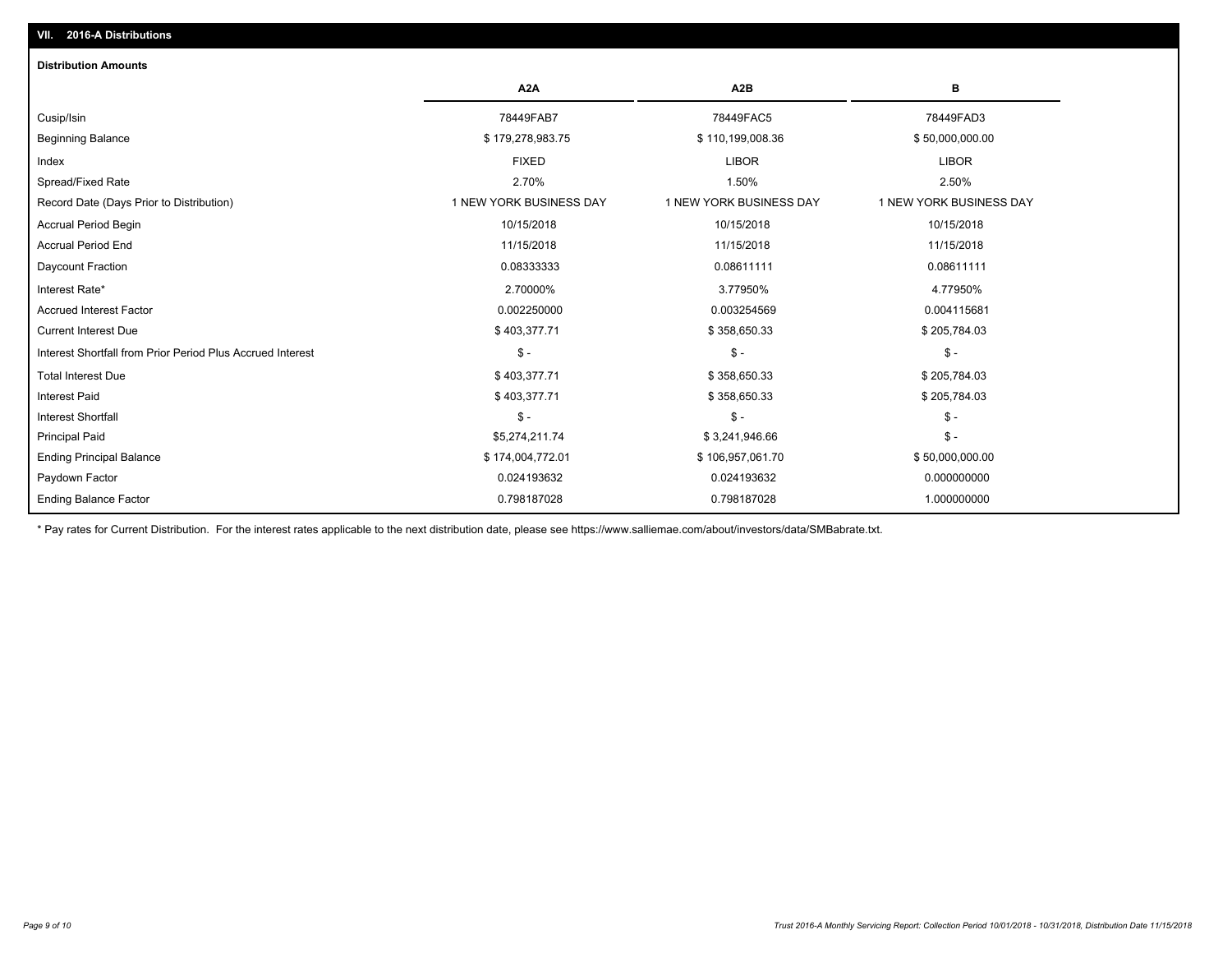## VII. 2016-A Distributions

### Distribution Amounts

| | A2A | A2B | B |
|---|---|---|---|
| Cusip/Isin | 78449FAB7 | 78449FAC5 | 78449FAD3 |
| Beginning Balance | $ 179,278,983.75 | $ 110,199,008.36 | $ 50,000,000.00 |
| Index | FIXED | LIBOR | LIBOR |
| Spread/Fixed Rate | 2.70% | 1.50% | 2.50% |
| Record Date (Days Prior to Distribution) | 1 NEW YORK BUSINESS DAY | 1 NEW YORK BUSINESS DAY | 1 NEW YORK BUSINESS DAY |
| Accrual Period Begin | 10/15/2018 | 10/15/2018 | 10/15/2018 |
| Accrual Period End | 11/15/2018 | 11/15/2018 | 11/15/2018 |
| Daycount Fraction | 0.08333333 | 0.08611111 | 0.08611111 |
| Interest Rate* | 2.70000% | 3.77950% | 4.77950% |
| Accrued Interest Factor | 0.002250000 | 0.003254569 | 0.004115681 |
| Current Interest Due | $ 403,377.71 | $ 358,650.33 | $ 205,784.03 |
| Interest Shortfall from Prior Period Plus Accrued Interest | $ - | $ - | $ - |
| Total Interest Due | $ 403,377.71 | $ 358,650.33 | $ 205,784.03 |
| Interest Paid | $ 403,377.71 | $ 358,650.33 | $ 205,784.03 |
| Interest Shortfall | $ - | $ - | $ - |
| Principal Paid | $5,274,211.74 | $ 3,241,946.66 | $ - |
| Ending Principal Balance | $ 174,004,772.01 | $ 106,957,061.70 | $ 50,000,000.00 |
| Paydown Factor | 0.024193632 | 0.024193632 | 0.000000000 |
| Ending Balance Factor | 0.798187028 | 0.798187028 | 1.000000000 |

* Pay rates for Current Distribution. For the interest rates applicable to the next distribution date, please see https://www.salliemae.com/about/investors/data/SMBabrate.txt.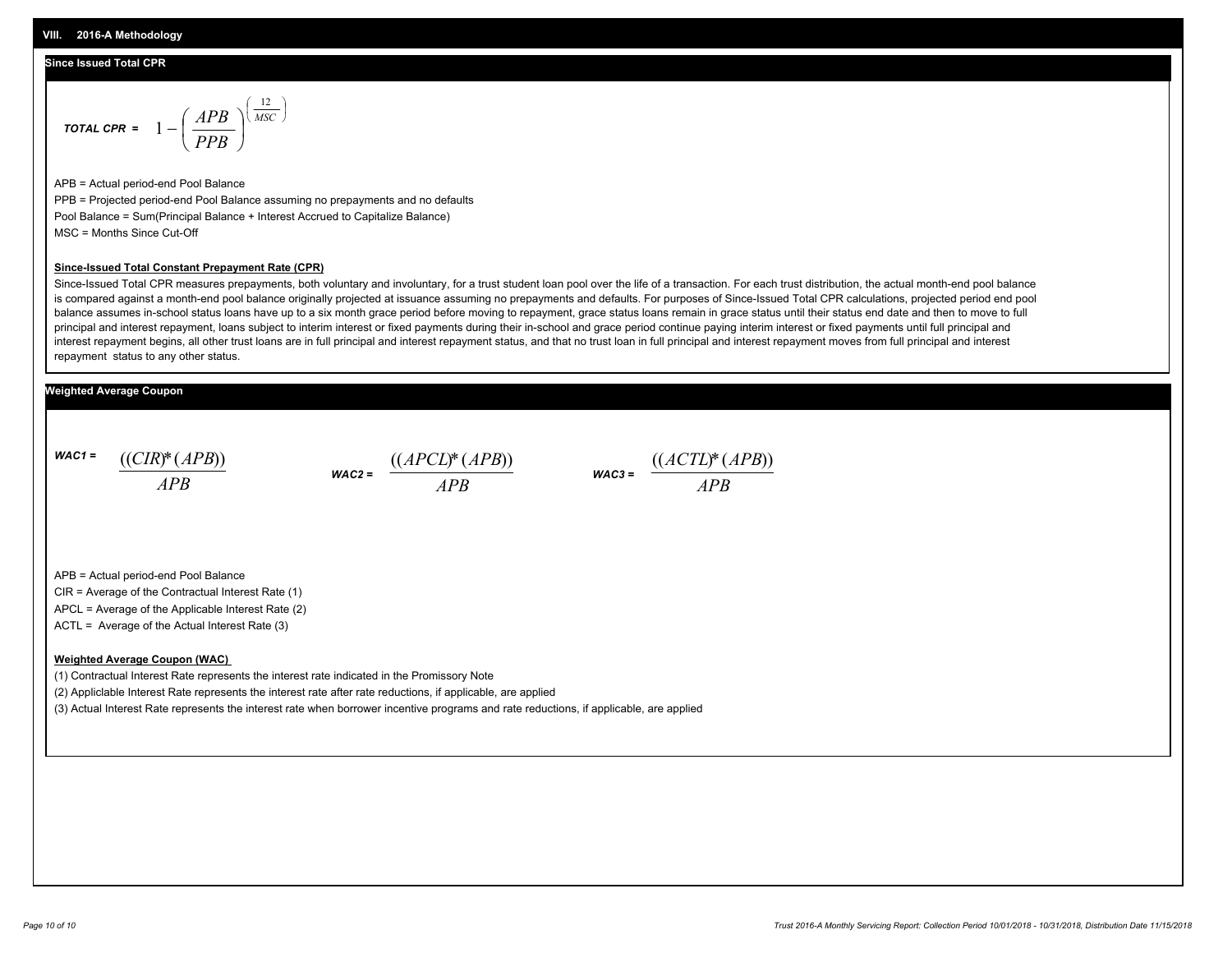## VIII. 2016-A Methodology

### Since Issued Total CPR

$$\textit{TOTAL CPR} = 1 - \left( \frac{APB}{PPB} \right)^{\left( \frac{12}{MSC} \right)}$$

APB = Actual period-end Pool Balance

PPB = Projected period-end Pool Balance assuming no prepayments and no defaults

Pool Balance = Sum(Principal Balance + Interest Accrued to Capitalize Balance)

MSC = Months Since Cut-Off

**Since-Issued Total Constant Prepayment Rate (CPR)**

Since-Issued Total CPR measures prepayments, both voluntary and involuntary, for a trust student loan pool over the life of a transaction. For each trust distribution, the actual month-end pool balance is compared against a month-end pool balance originally projected at issuance assuming no prepayments and defaults. For purposes of Since-Issued Total CPR calculations, projected period end pool balance assumes in-school status loans have up to a six month grace period before moving to repayment, grace status loans remain in grace status until their status end date and then to move to full principal and interest repayment, loans subject to interim interest or fixed payments during their in-school and grace period continue paying interim interest or fixed payments until full principal and interest repayment begins, all other trust loans are in full principal and interest repayment status, and that no trust loan in full principal and interest repayment moves from full principal and interest repayment status to any other status.

### Weighted Average Coupon

$$\textit{WAC1} = \frac{((CIR)*(APB))}{APB} \qquad \textit{WAC2} = \frac{((APCL)*(APB))}{APB} \qquad \textit{WAC3} = \frac{((ACTL)*(APB))}{APB}$$

APB = Actual period-end Pool Balance

CIR = Average of the Contractual Interest Rate (1)

APCL = Average of the Applicable Interest Rate (2)

ACTL = Average of the Actual Interest Rate (3)

**Weighted Average Coupon (WAC)**

(1) Contractual Interest Rate represents the interest rate indicated in the Promissory Note

(2) Appliclable Interest Rate represents the interest rate after rate reductions, if applicable, are applied

(3) Actual Interest Rate represents the interest rate when borrower incentive programs and rate reductions, if applicable, are applied